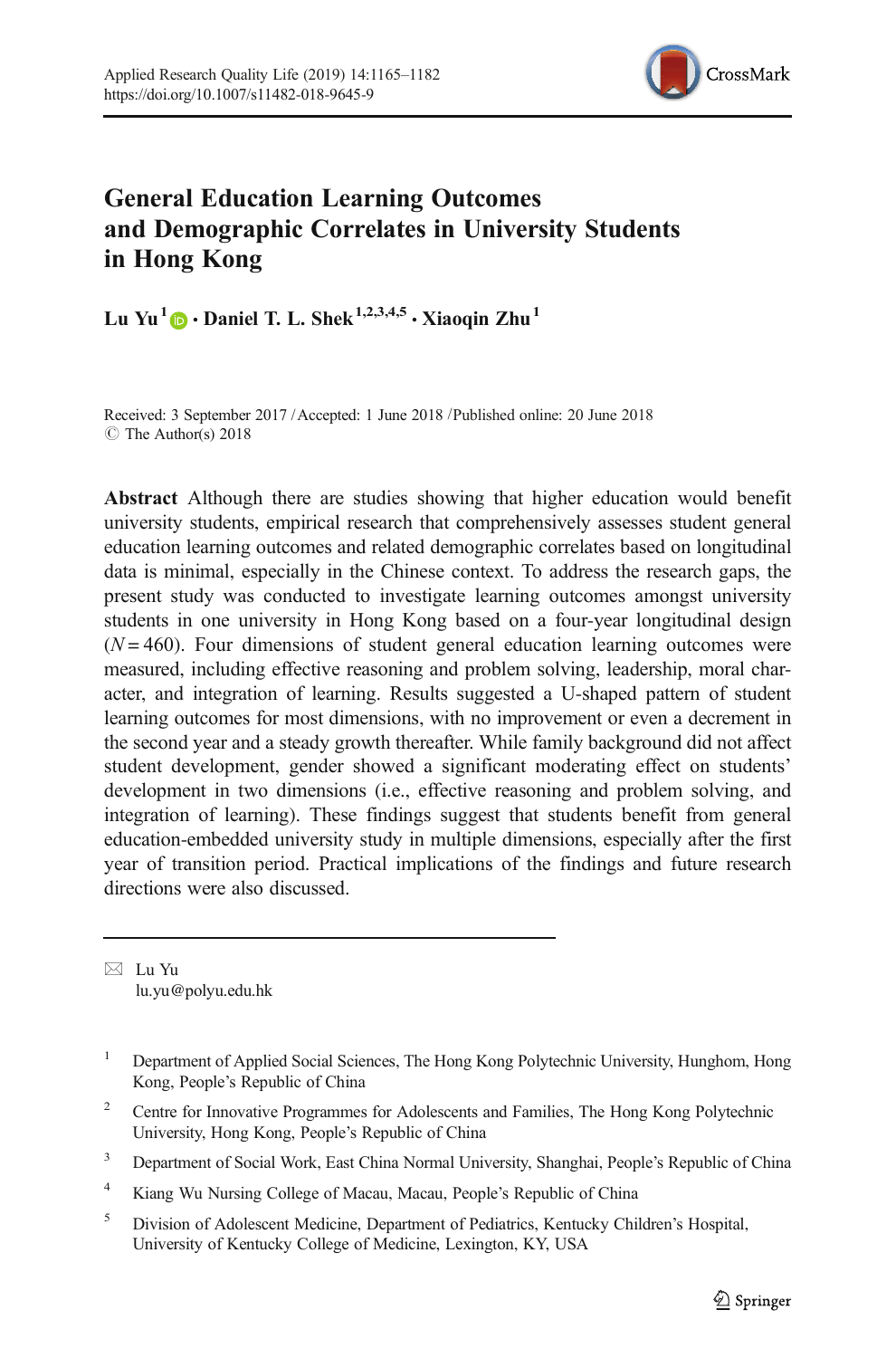# General Education Learning Outcomes and Demographic Correlates in University Students in Hong Kong

**Lu Yu**[1] **· Daniel T. L. Shek**[1,2,3,4,5] **· Xiaoqin Zhu**[1]

Received: 3 September 2017 / Accepted: 1 June 2018 / Published online: 20 June 2018
© The Author(s) 2018

**Abstract** Although there are studies showing that higher education would benefit university students, empirical research that comprehensively assesses student general education learning outcomes and related demographic correlates based on longitudinal data is minimal, especially in the Chinese context. To address the research gaps, the present study was conducted to investigate learning outcomes amongst university students in one university in Hong Kong based on a four-year longitudinal design ($N = 460$). Four dimensions of student general education learning outcomes were measured, including effective reasoning and problem solving, leadership, moral character, and integration of learning. Results suggested a U-shaped pattern of student learning outcomes for most dimensions, with no improvement or even a decrement in the second year and a steady growth thereafter. While family background did not affect student development, gender showed a significant moderating effect on students' development in two dimensions (i.e., effective reasoning and problem solving, and integration of learning). These findings suggest that students benefit from general education-embedded university study in multiple dimensions, especially after the first year of transition period. Practical implications of the findings and future research directions were also discussed.

---

✉ Lu Yu
lu.yu@polyu.edu.hk

[1] Department of Applied Social Sciences, The Hong Kong Polytechnic University, Hunghom, Hong Kong, People's Republic of China

[2] Centre for Innovative Programmes for Adolescents and Families, The Hong Kong Polytechnic University, Hong Kong, People's Republic of China

[3] Department of Social Work, East China Normal University, Shanghai, People's Republic of China

[4] Kiang Wu Nursing College of Macau, Macau, People's Republic of China

[5] Division of Adolescent Medicine, Department of Pediatrics, Kentucky Children's Hospital, University of Kentucky College of Medicine, Lexington, KY, USA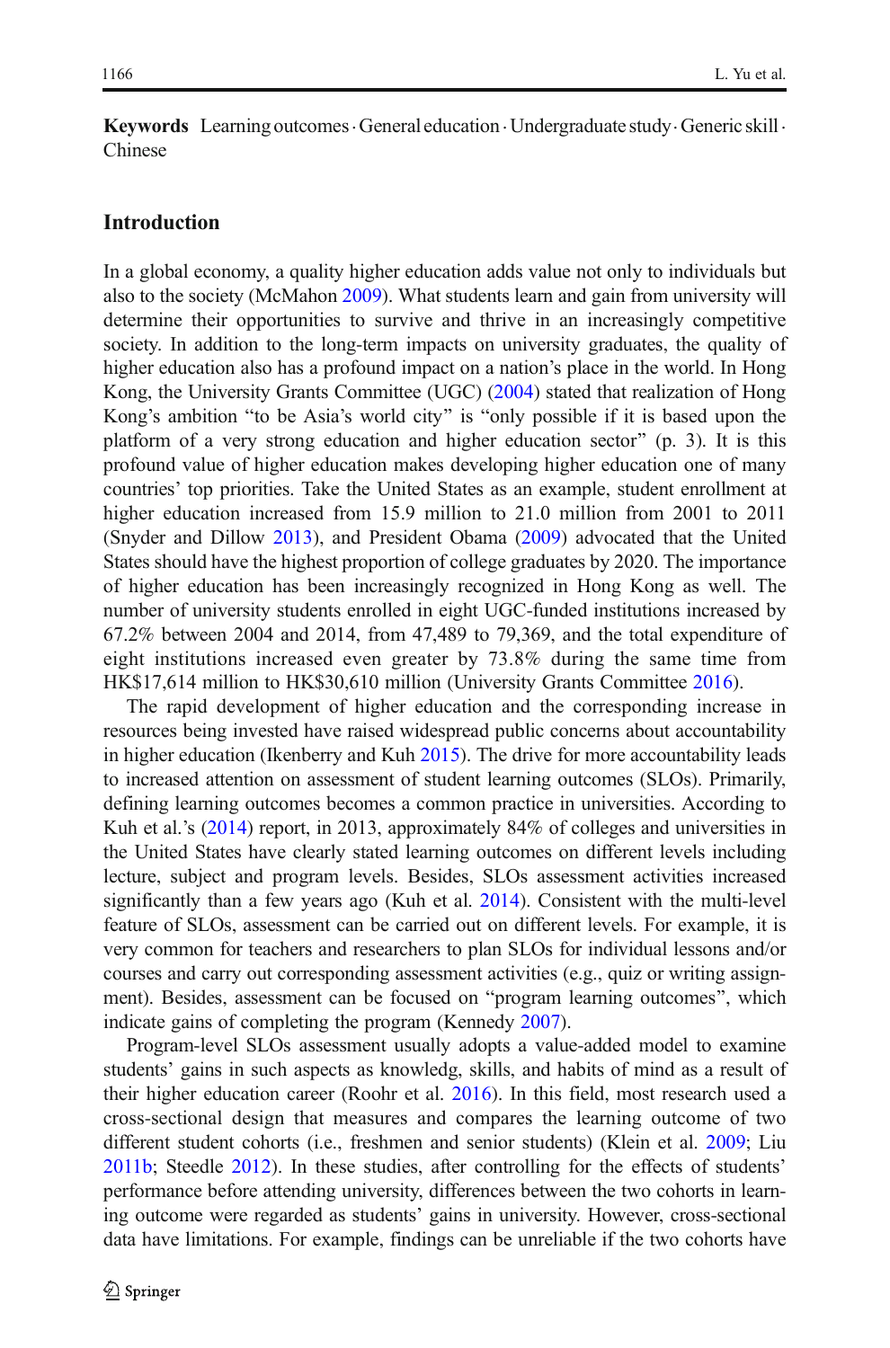**Keywords** Learning outcomes · General education · Undergraduate study · Generic skill · Chinese

## Introduction

In a global economy, a quality higher education adds value not only to individuals but also to the society (McMahon 2009). What students learn and gain from university will determine their opportunities to survive and thrive in an increasingly competitive society. In addition to the long-term impacts on university graduates, the quality of higher education also has a profound impact on a nation's place in the world. In Hong Kong, the University Grants Committee (UGC) (2004) stated that realization of Hong Kong's ambition "to be Asia's world city" is "only possible if it is based upon the platform of a very strong education and higher education sector" (p. 3). It is this profound value of higher education makes developing higher education one of many countries' top priorities. Take the United States as an example, student enrollment at higher education increased from 15.9 million to 21.0 million from 2001 to 2011 (Snyder and Dillow 2013), and President Obama (2009) advocated that the United States should have the highest proportion of college graduates by 2020. The importance of higher education has been increasingly recognized in Hong Kong as well. The number of university students enrolled in eight UGC-funded institutions increased by 67.2% between 2004 and 2014, from 47,489 to 79,369, and the total expenditure of eight institutions increased even greater by 73.8% during the same time from HK$17,614 million to HK$30,610 million (University Grants Committee 2016).

The rapid development of higher education and the corresponding increase in resources being invested have raised widespread public concerns about accountability in higher education (Ikenberry and Kuh 2015). The drive for more accountability leads to increased attention on assessment of student learning outcomes (SLOs). Primarily, defining learning outcomes becomes a common practice in universities. According to Kuh et al.'s (2014) report, in 2013, approximately 84% of colleges and universities in the United States have clearly stated learning outcomes on different levels including lecture, subject and program levels. Besides, SLOs assessment activities increased significantly than a few years ago (Kuh et al. 2014). Consistent with the multi-level feature of SLOs, assessment can be carried out on different levels. For example, it is very common for teachers and researchers to plan SLOs for individual lessons and/or courses and carry out corresponding assessment activities (e.g., quiz or writing assignment). Besides, assessment can be focused on "program learning outcomes", which indicate gains of completing the program (Kennedy 2007).

Program-level SLOs assessment usually adopts a value-added model to examine students' gains in such aspects as knowledg, skills, and habits of mind as a result of their higher education career (Roohr et al. 2016). In this field, most research used a cross-sectional design that measures and compares the learning outcome of two different student cohorts (i.e., freshmen and senior students) (Klein et al. 2009; Liu 2011b; Steedle 2012). In these studies, after controlling for the effects of students' performance before attending university, differences between the two cohorts in learning outcome were regarded as students' gains in university. However, cross-sectional data have limitations. For example, findings can be unreliable if the two cohorts have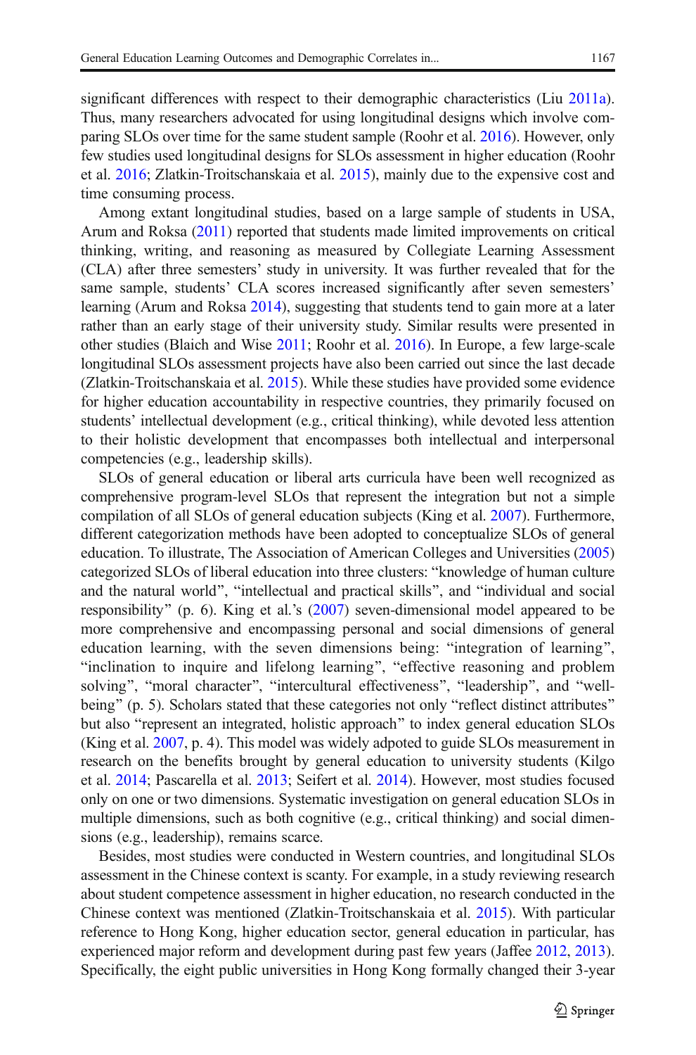significant differences with respect to their demographic characteristics (Liu 2011a). Thus, many researchers advocated for using longitudinal designs which involve comparing SLOs over time for the same student sample (Roohr et al. 2016). However, only few studies used longitudinal designs for SLOs assessment in higher education (Roohr et al. 2016; Zlatkin-Troitschanskaia et al. 2015), mainly due to the expensive cost and time consuming process.

Among extant longitudinal studies, based on a large sample of students in USA, Arum and Roksa (2011) reported that students made limited improvements on critical thinking, writing, and reasoning as measured by Collegiate Learning Assessment (CLA) after three semesters' study in university. It was further revealed that for the same sample, students' CLA scores increased significantly after seven semesters' learning (Arum and Roksa 2014), suggesting that students tend to gain more at a later rather than an early stage of their university study. Similar results were presented in other studies (Blaich and Wise 2011; Roohr et al. 2016). In Europe, a few large-scale longitudinal SLOs assessment projects have also been carried out since the last decade (Zlatkin-Troitschanskaia et al. 2015). While these studies have provided some evidence for higher education accountability in respective countries, they primarily focused on students' intellectual development (e.g., critical thinking), while devoted less attention to their holistic development that encompasses both intellectual and interpersonal competencies (e.g., leadership skills).

SLOs of general education or liberal arts curricula have been well recognized as comprehensive program-level SLOs that represent the integration but not a simple compilation of all SLOs of general education subjects (King et al. 2007). Furthermore, different categorization methods have been adopted to conceptualize SLOs of general education. To illustrate, The Association of American Colleges and Universities (2005) categorized SLOs of liberal education into three clusters: "knowledge of human culture and the natural world", "intellectual and practical skills", and "individual and social responsibility" (p. 6). King et al.'s (2007) seven-dimensional model appeared to be more comprehensive and encompassing personal and social dimensions of general education learning, with the seven dimensions being: "integration of learning", "inclination to inquire and lifelong learning", "effective reasoning and problem solving", "moral character", "intercultural effectiveness", "leadership", and "well-being" (p. 5). Scholars stated that these categories not only "reflect distinct attributes" but also "represent an integrated, holistic approach" to index general education SLOs (King et al. 2007, p. 4). This model was widely adpoted to guide SLOs measurement in research on the benefits brought by general education to university students (Kilgo et al. 2014; Pascarella et al. 2013; Seifert et al. 2014). However, most studies focused only on one or two dimensions. Systematic investigation on general education SLOs in multiple dimensions, such as both cognitive (e.g., critical thinking) and social dimensions (e.g., leadership), remains scarce.

Besides, most studies were conducted in Western countries, and longitudinal SLOs assessment in the Chinese context is scanty. For example, in a study reviewing research about student competence assessment in higher education, no research conducted in the Chinese context was mentioned (Zlatkin-Troitschanskaia et al. 2015). With particular reference to Hong Kong, higher education sector, general education in particular, has experienced major reform and development during past few years (Jaffee 2012, 2013). Specifically, the eight public universities in Hong Kong formally changed their 3-year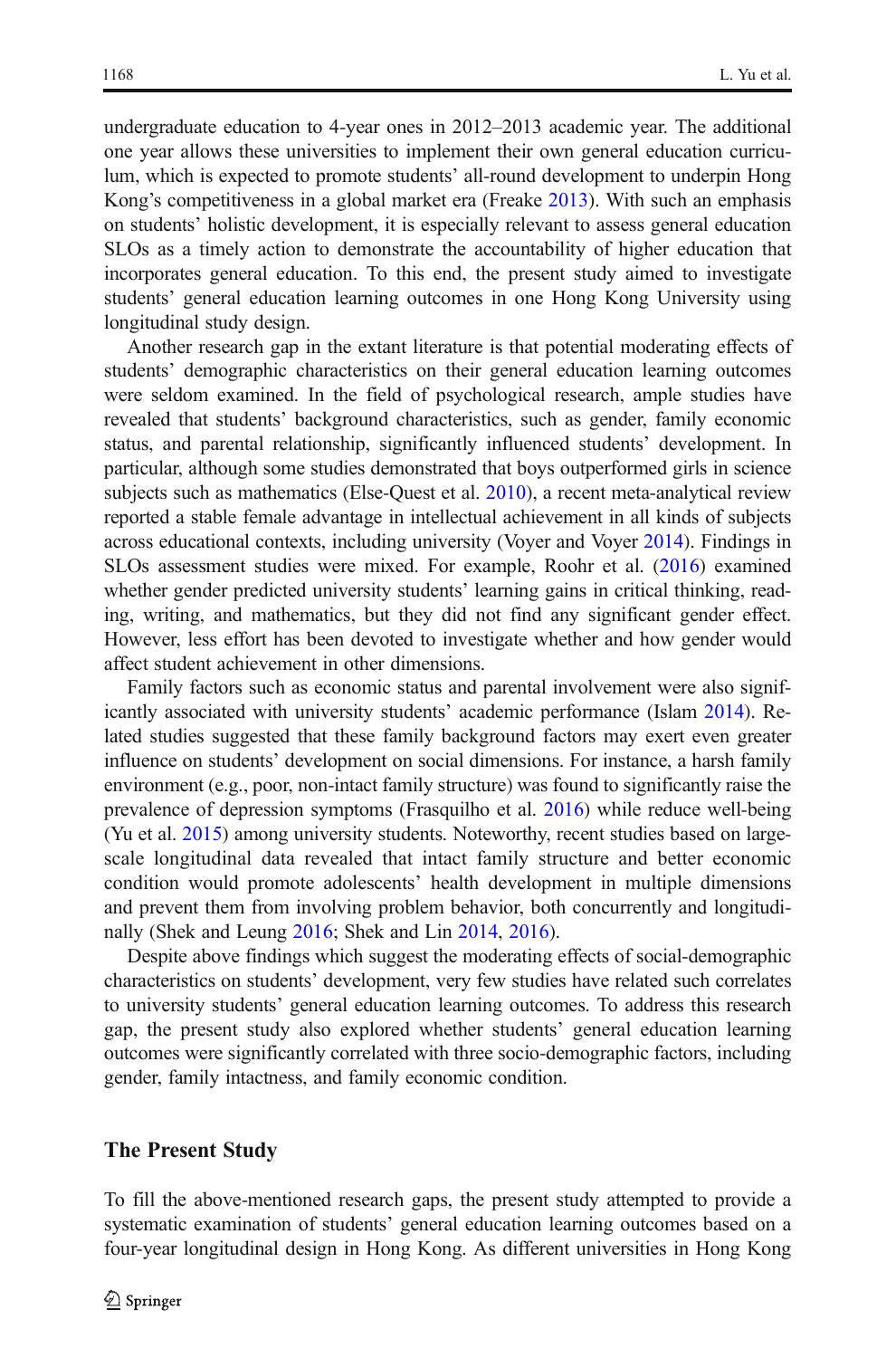undergraduate education to 4-year ones in 2012–2013 academic year. The additional one year allows these universities to implement their own general education curriculum, which is expected to promote students' all-round development to underpin Hong Kong's competitiveness in a global market era (Freake 2013). With such an emphasis on students' holistic development, it is especially relevant to assess general education SLOs as a timely action to demonstrate the accountability of higher education that incorporates general education. To this end, the present study aimed to investigate students' general education learning outcomes in one Hong Kong University using longitudinal study design.

Another research gap in the extant literature is that potential moderating effects of students' demographic characteristics on their general education learning outcomes were seldom examined. In the field of psychological research, ample studies have revealed that students' background characteristics, such as gender, family economic status, and parental relationship, significantly influenced students' development. In particular, although some studies demonstrated that boys outperformed girls in science subjects such as mathematics (Else-Quest et al. 2010), a recent meta-analytical review reported a stable female advantage in intellectual achievement in all kinds of subjects across educational contexts, including university (Voyer and Voyer 2014). Findings in SLOs assessment studies were mixed. For example, Roohr et al. (2016) examined whether gender predicted university students' learning gains in critical thinking, reading, writing, and mathematics, but they did not find any significant gender effect. However, less effort has been devoted to investigate whether and how gender would affect student achievement in other dimensions.

Family factors such as economic status and parental involvement were also significantly associated with university students' academic performance (Islam 2014). Related studies suggested that these family background factors may exert even greater influence on students' development on social dimensions. For instance, a harsh family environment (e.g., poor, non-intact family structure) was found to significantly raise the prevalence of depression symptoms (Frasquilho et al. 2016) while reduce well-being (Yu et al. 2015) among university students. Noteworthy, recent studies based on large-scale longitudinal data revealed that intact family structure and better economic condition would promote adolescents' health development in multiple dimensions and prevent them from involving problem behavior, both concurrently and longitudinally (Shek and Leung 2016; Shek and Lin 2014, 2016).

Despite above findings which suggest the moderating effects of social-demographic characteristics on students' development, very few studies have related such correlates to university students' general education learning outcomes. To address this research gap, the present study also explored whether students' general education learning outcomes were significantly correlated with three socio-demographic factors, including gender, family intactness, and family economic condition.

## The Present Study

To fill the above-mentioned research gaps, the present study attempted to provide a systematic examination of students' general education learning outcomes based on a four-year longitudinal design in Hong Kong. As different universities in Hong Kong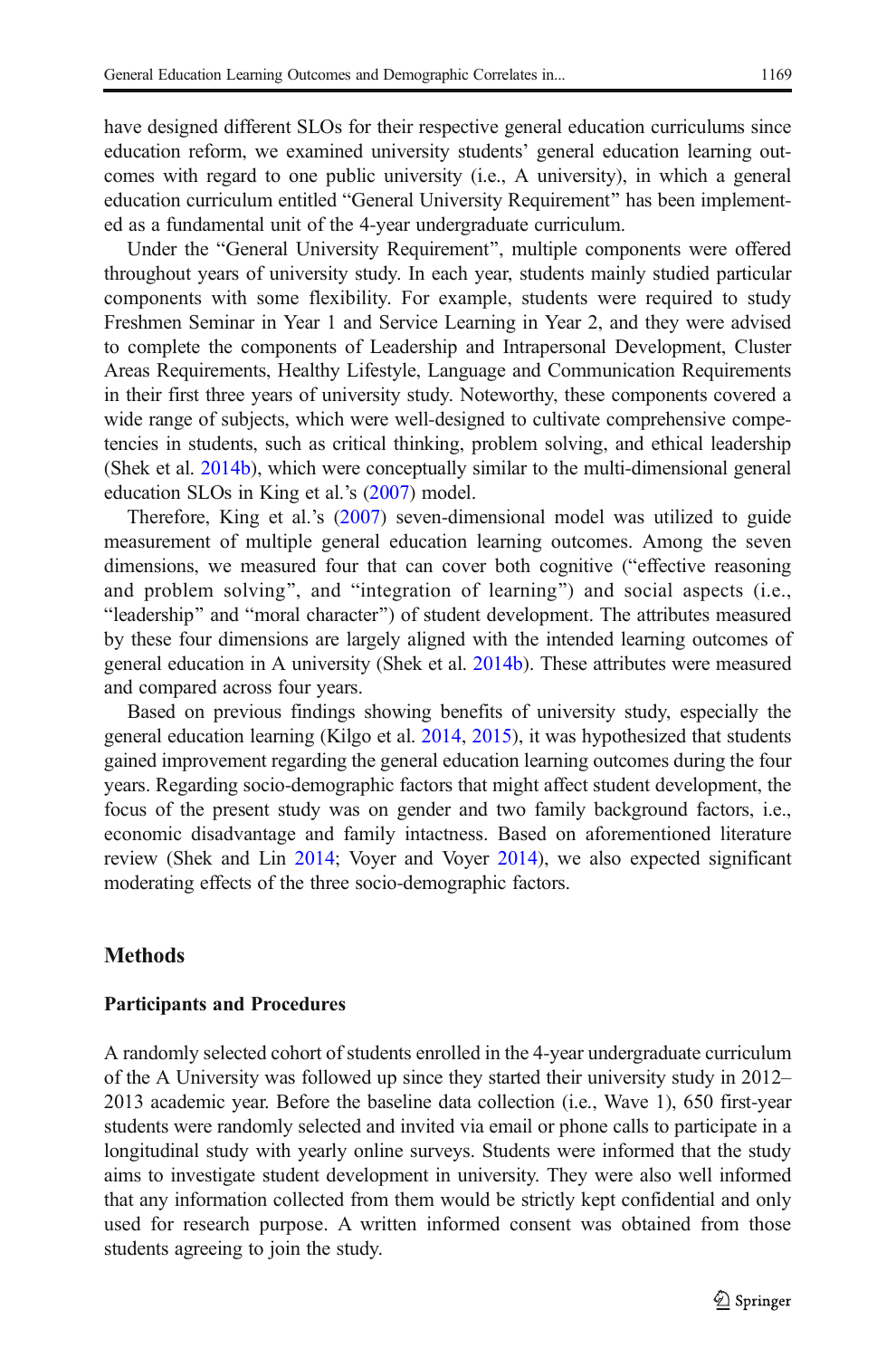have designed different SLOs for their respective general education curriculums since education reform, we examined university students' general education learning outcomes with regard to one public university (i.e., A university), in which a general education curriculum entitled "General University Requirement" has been implemented as a fundamental unit of the 4-year undergraduate curriculum.

Under the "General University Requirement", multiple components were offered throughout years of university study. In each year, students mainly studied particular components with some flexibility. For example, students were required to study Freshmen Seminar in Year 1 and Service Learning in Year 2, and they were advised to complete the components of Leadership and Intrapersonal Development, Cluster Areas Requirements, Healthy Lifestyle, Language and Communication Requirements in their first three years of university study. Noteworthy, these components covered a wide range of subjects, which were well-designed to cultivate comprehensive competencies in students, such as critical thinking, problem solving, and ethical leadership (Shek et al. 2014b), which were conceptually similar to the multi-dimensional general education SLOs in King et al.'s (2007) model.

Therefore, King et al.'s (2007) seven-dimensional model was utilized to guide measurement of multiple general education learning outcomes. Among the seven dimensions, we measured four that can cover both cognitive ("effective reasoning and problem solving", and "integration of learning") and social aspects (i.e., "leadership" and "moral character") of student development. The attributes measured by these four dimensions are largely aligned with the intended learning outcomes of general education in A university (Shek et al. 2014b). These attributes were measured and compared across four years.

Based on previous findings showing benefits of university study, especially the general education learning (Kilgo et al. 2014, 2015), it was hypothesized that students gained improvement regarding the general education learning outcomes during the four years. Regarding socio-demographic factors that might affect student development, the focus of the present study was on gender and two family background factors, i.e., economic disadvantage and family intactness. Based on aforementioned literature review (Shek and Lin 2014; Voyer and Voyer 2014), we also expected significant moderating effects of the three socio-demographic factors.

## Methods

### Participants and Procedures

A randomly selected cohort of students enrolled in the 4-year undergraduate curriculum of the A University was followed up since they started their university study in 2012–2013 academic year. Before the baseline data collection (i.e., Wave 1), 650 first-year students were randomly selected and invited via email or phone calls to participate in a longitudinal study with yearly online surveys. Students were informed that the study aims to investigate student development in university. They were also well informed that any information collected from them would be strictly kept confidential and only used for research purpose. A written informed consent was obtained from those students agreeing to join the study.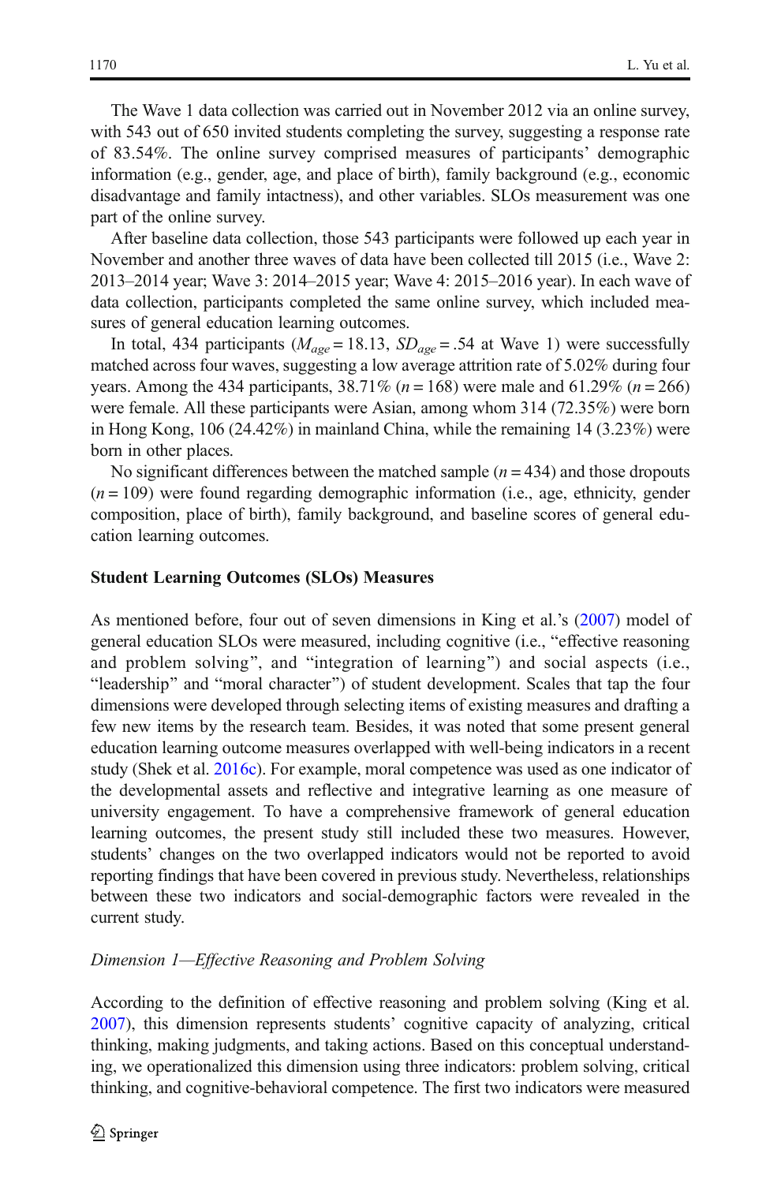The Wave 1 data collection was carried out in November 2012 via an online survey, with 543 out of 650 invited students completing the survey, suggesting a response rate of 83.54%. The online survey comprised measures of participants' demographic information (e.g., gender, age, and place of birth), family background (e.g., economic disadvantage and family intactness), and other variables. SLOs measurement was one part of the online survey.

After baseline data collection, those 543 participants were followed up each year in November and another three waves of data have been collected till 2015 (i.e., Wave 2: 2013–2014 year; Wave 3: 2014–2015 year; Wave 4: 2015–2016 year). In each wave of data collection, participants completed the same online survey, which included measures of general education learning outcomes.

In total, 434 participants ($M_{age} = 18.13$, $SD_{age} = .54$ at Wave 1) were successfully matched across four waves, suggesting a low average attrition rate of 5.02% during four years. Among the 434 participants, 38.71% ($n = 168$) were male and 61.29% ($n = 266$) were female. All these participants were Asian, among whom 314 (72.35%) were born in Hong Kong, 106 (24.42%) in mainland China, while the remaining 14 (3.23%) were born in other places.

No significant differences between the matched sample ($n = 434$) and those dropouts ($n = 109$) were found regarding demographic information (i.e., age, ethnicity, gender composition, place of birth), family background, and baseline scores of general education learning outcomes.

**Student Learning Outcomes (SLOs) Measures**

As mentioned before, four out of seven dimensions in King et al.'s (2007) model of general education SLOs were measured, including cognitive (i.e., "effective reasoning and problem solving", and "integration of learning") and social aspects (i.e., "leadership" and "moral character") of student development. Scales that tap the four dimensions were developed through selecting items of existing measures and drafting a few new items by the research team. Besides, it was noted that some present general education learning outcome measures overlapped with well-being indicators in a recent study (Shek et al. 2016c). For example, moral competence was used as one indicator of the developmental assets and reflective and integrative learning as one measure of university engagement. To have a comprehensive framework of general education learning outcomes, the present study still included these two measures. However, students' changes on the two overlapped indicators would not be reported to avoid reporting findings that have been covered in previous study. Nevertheless, relationships between these two indicators and social-demographic factors were revealed in the current study.

*Dimension 1—Effective Reasoning and Problem Solving*

According to the definition of effective reasoning and problem solving (King et al. 2007), this dimension represents students' cognitive capacity of analyzing, critical thinking, making judgments, and taking actions. Based on this conceptual understanding, we operationalized this dimension using three indicators: problem solving, critical thinking, and cognitive-behavioral competence. The first two indicators were measured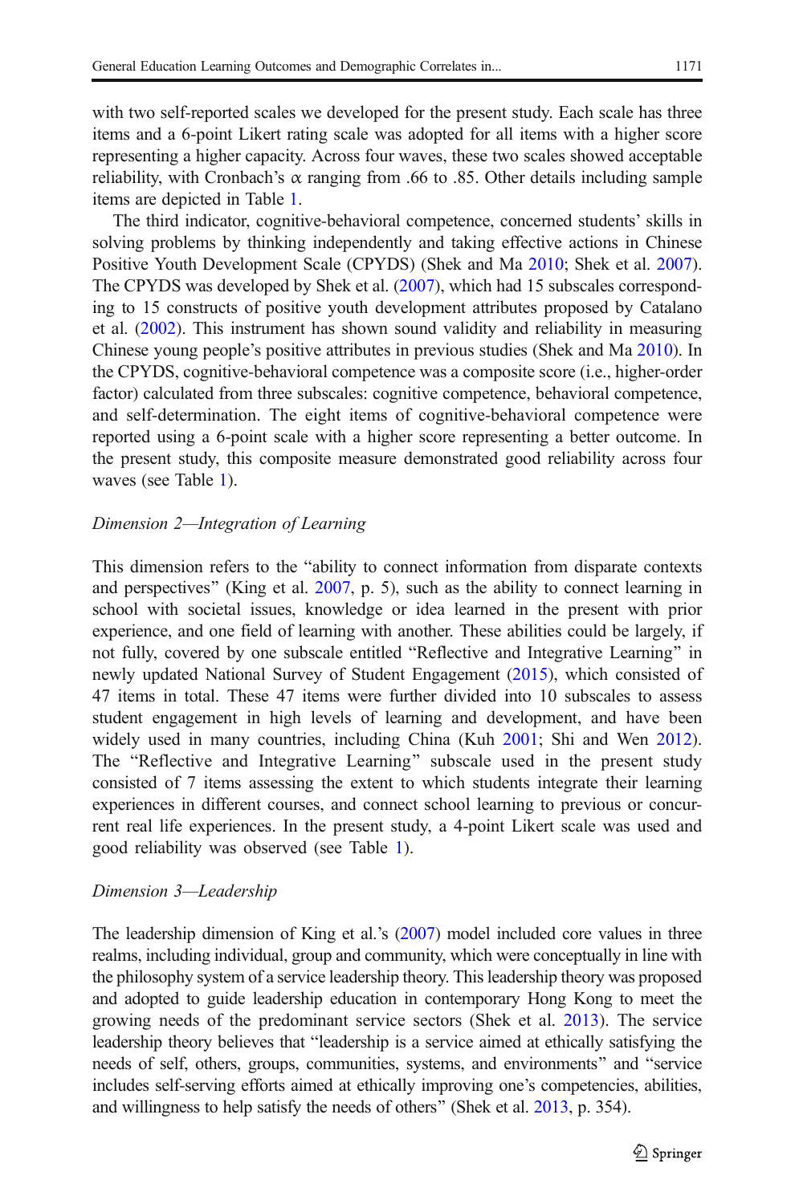with two self-reported scales we developed for the present study. Each scale has three items and a 6-point Likert rating scale was adopted for all items with a higher score representing a higher capacity. Across four waves, these two scales showed acceptable reliability, with Cronbach's α ranging from .66 to .85. Other details including sample items are depicted in Table 1.

The third indicator, cognitive-behavioral competence, concerned students' skills in solving problems by thinking independently and taking effective actions in Chinese Positive Youth Development Scale (CPYDS) (Shek and Ma 2010; Shek et al. 2007). The CPYDS was developed by Shek et al. (2007), which had 15 subscales corresponding to 15 constructs of positive youth development attributes proposed by Catalano et al. (2002). This instrument has shown sound validity and reliability in measuring Chinese young people's positive attributes in previous studies (Shek and Ma 2010). In the CPYDS, cognitive-behavioral competence was a composite score (i.e., higher-order factor) calculated from three subscales: cognitive competence, behavioral competence, and self-determination. The eight items of cognitive-behavioral competence were reported using a 6-point scale with a higher score representing a better outcome. In the present study, this composite measure demonstrated good reliability across four waves (see Table 1).

*Dimension 2—Integration of Learning*

This dimension refers to the "ability to connect information from disparate contexts and perspectives" (King et al. 2007, p. 5), such as the ability to connect learning in school with societal issues, knowledge or idea learned in the present with prior experience, and one field of learning with another. These abilities could be largely, if not fully, covered by one subscale entitled "Reflective and Integrative Learning" in newly updated National Survey of Student Engagement (2015), which consisted of 47 items in total. These 47 items were further divided into 10 subscales to assess student engagement in high levels of learning and development, and have been widely used in many countries, including China (Kuh 2001; Shi and Wen 2012). The "Reflective and Integrative Learning" subscale used in the present study consisted of 7 items assessing the extent to which students integrate their learning experiences in different courses, and connect school learning to previous or concurrent real life experiences. In the present study, a 4-point Likert scale was used and good reliability was observed (see Table 1).

*Dimension 3—Leadership*

The leadership dimension of King et al.'s (2007) model included core values in three realms, including individual, group and community, which were conceptually in line with the philosophy system of a service leadership theory. This leadership theory was proposed and adopted to guide leadership education in contemporary Hong Kong to meet the growing needs of the predominant service sectors (Shek et al. 2013). The service leadership theory believes that "leadership is a service aimed at ethically satisfying the needs of self, others, groups, communities, systems, and environments" and "service includes self-serving efforts aimed at ethically improving one's competencies, abilities, and willingness to help satisfy the needs of others" (Shek et al. 2013, p. 354).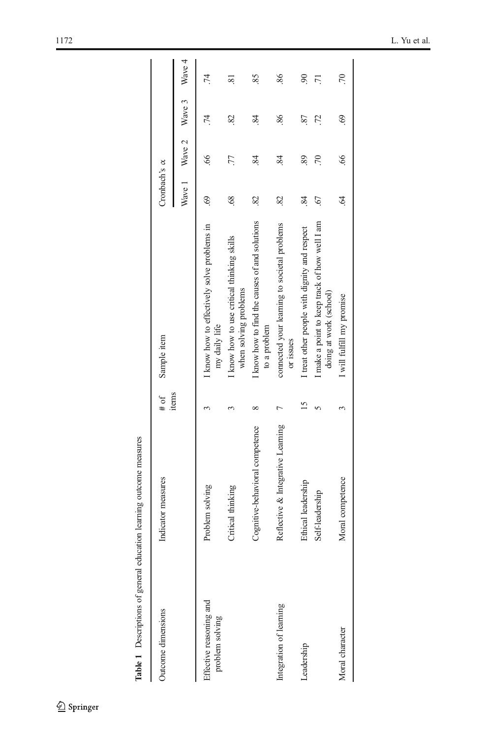**Table 1** Descriptions of general education learning outcome measures

| Outcome dimensions | Indicator measures | # of items | Sample item | Cronbach's α | | | |
|---|---|---|---|---|---|---|---|
| | | | | Wave 1 | Wave 2 | Wave 3 | Wave 4 |
| Effective reasoning and problem solving | Problem solving | 3 | I know how to effectively solve problems in my daily life | .69 | .66 | .74 | .74 |
| | Critical thinking | 3 | I know how to use critical thinking skills when solving problems | .68 | .77 | .82 | .81 |
| | Cognitive-behavioral competence | 8 | I know how to find the causes of and solutions to a problem | .82 | .84 | .84 | .85 |
| Integration of learning | Reflective & Integrative Learning | 7 | connected your learning to societal problems or issues | .82 | .84 | .86 | .86 |
| Leadership | Ethical leadership | 15 | I treat other people with dignity and respect | .84 | .89 | .87 | .90 |
| | Self-leadership | 5 | I make a point to keep track of how well I am doing at work (school) | .67 | .70 | .72 | .71 |
| Moral character | Moral competence | 3 | I will fulfill my promise | .64 | .66 | .69 | .70 |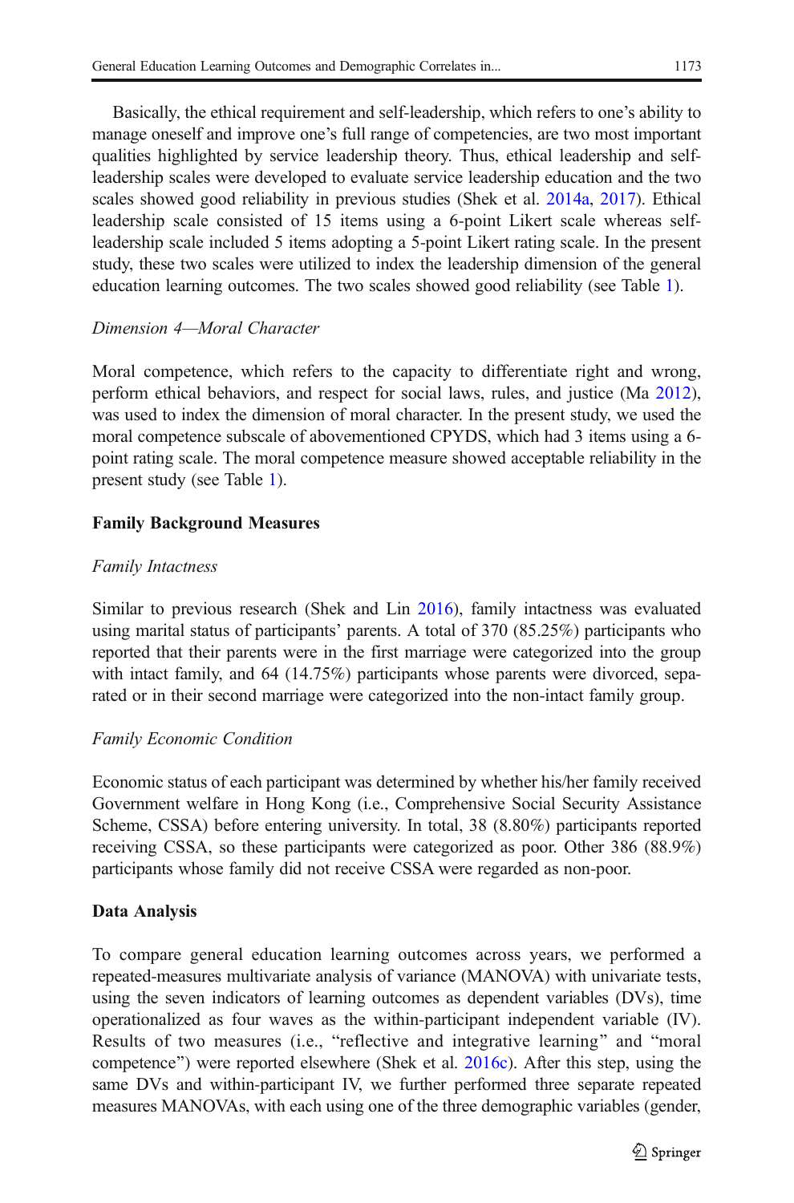Basically, the ethical requirement and self-leadership, which refers to one's ability to manage oneself and improve one's full range of competencies, are two most important qualities highlighted by service leadership theory. Thus, ethical leadership and self-leadership scales were developed to evaluate service leadership education and the two scales showed good reliability in previous studies (Shek et al. 2014a, 2017). Ethical leadership scale consisted of 15 items using a 6-point Likert scale whereas self-leadership scale included 5 items adopting a 5-point Likert rating scale. In the present study, these two scales were utilized to index the leadership dimension of the general education learning outcomes. The two scales showed good reliability (see Table 1).

*Dimension 4—Moral Character*

Moral competence, which refers to the capacity to differentiate right and wrong, perform ethical behaviors, and respect for social laws, rules, and justice (Ma 2012), was used to index the dimension of moral character. In the present study, we used the moral competence subscale of abovementioned CPYDS, which had 3 items using a 6-point rating scale. The moral competence measure showed acceptable reliability in the present study (see Table 1).

**Family Background Measures**

*Family Intactness*

Similar to previous research (Shek and Lin 2016), family intactness was evaluated using marital status of participants' parents. A total of 370 (85.25%) participants who reported that their parents were in the first marriage were categorized into the group with intact family, and 64 (14.75%) participants whose parents were divorced, separated or in their second marriage were categorized into the non-intact family group.

*Family Economic Condition*

Economic status of each participant was determined by whether his/her family received Government welfare in Hong Kong (i.e., Comprehensive Social Security Assistance Scheme, CSSA) before entering university. In total, 38 (8.80%) participants reported receiving CSSA, so these participants were categorized as poor. Other 386 (88.9%) participants whose family did not receive CSSA were regarded as non-poor.

**Data Analysis**

To compare general education learning outcomes across years, we performed a repeated-measures multivariate analysis of variance (MANOVA) with univariate tests, using the seven indicators of learning outcomes as dependent variables (DVs), time operationalized as four waves as the within-participant independent variable (IV). Results of two measures (i.e., "reflective and integrative learning" and "moral competence") were reported elsewhere (Shek et al. 2016c). After this step, using the same DVs and within-participant IV, we further performed three separate repeated measures MANOVAs, with each using one of the three demographic variables (gender,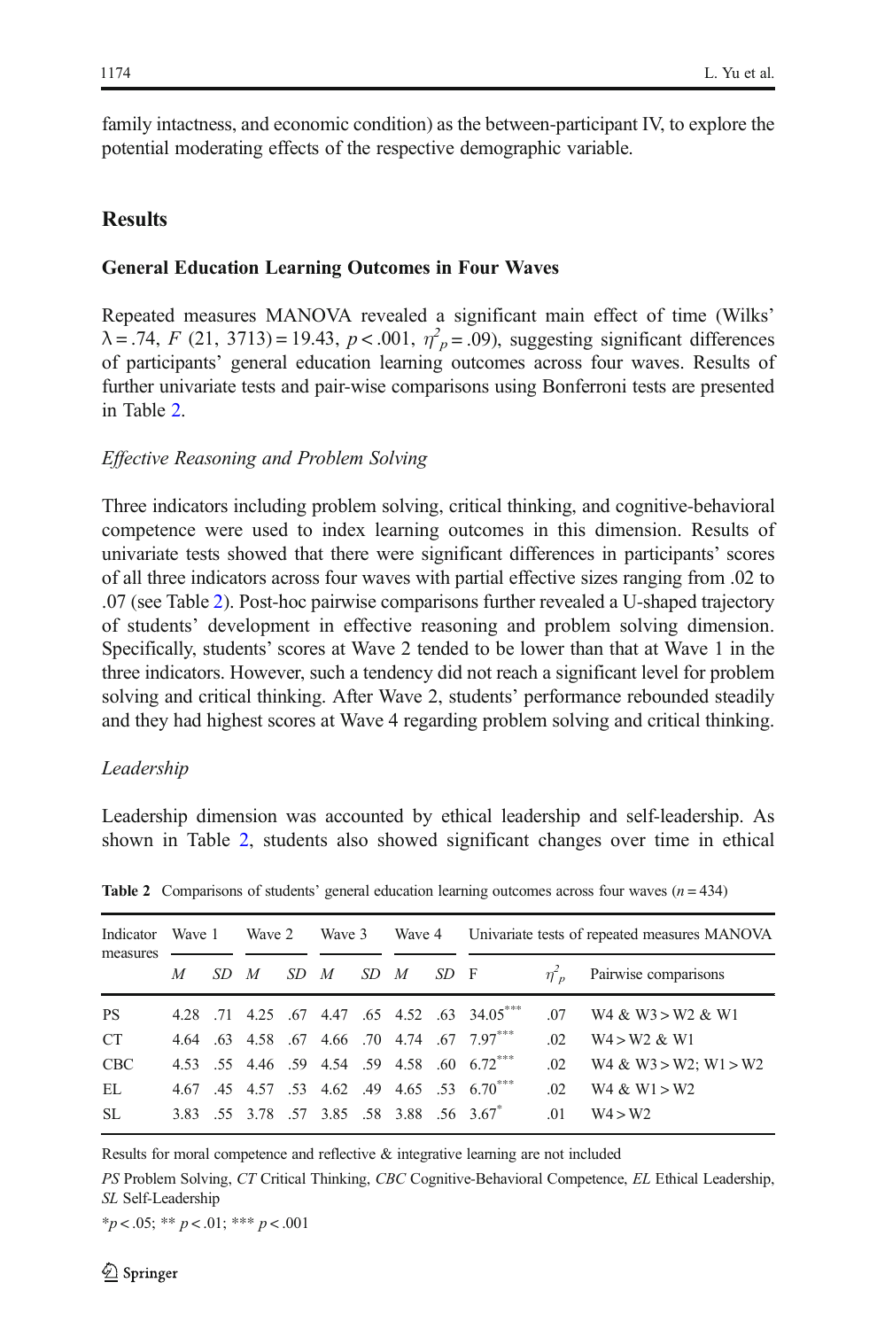family intactness, and economic condition) as the between-participant IV, to explore the potential moderating effects of the respective demographic variable.

## Results

### General Education Learning Outcomes in Four Waves

Repeated measures MANOVA revealed a significant main effect of time (Wilks' $\lambda = .74$, $F$ (21, 3713) = 19.43, $p < .001$, $\eta^2_p = .09$), suggesting significant differences of participants' general education learning outcomes across four waves. Results of further univariate tests and pair-wise comparisons using Bonferroni tests are presented in Table 2.

#### *Effective Reasoning and Problem Solving*

Three indicators including problem solving, critical thinking, and cognitive-behavioral competence were used to index learning outcomes in this dimension. Results of univariate tests showed that there were significant differences in participants' scores of all three indicators across four waves with partial effective sizes ranging from .02 to .07 (see Table 2). Post-hoc pairwise comparisons further revealed a U-shaped trajectory of students' development in effective reasoning and problem solving dimension. Specifically, students' scores at Wave 2 tended to be lower than that at Wave 1 in the three indicators. However, such a tendency did not reach a significant level for problem solving and critical thinking. After Wave 2, students' performance rebounded steadily and they had highest scores at Wave 4 regarding problem solving and critical thinking.

#### *Leadership*

Leadership dimension was accounted by ethical leadership and self-leadership. As shown in Table 2, students also showed significant changes over time in ethical

**Table 2** Comparisons of students' general education learning outcomes across four waves ($n = 434$)

| Indicator measures | Wave 1 | | Wave 2 | | Wave 3 | | Wave 4 | | Univariate tests of repeated measures MANOVA | | |
|---|---|---|---|---|---|---|---|---|---|---|---|
| | *M* | *SD* | *M* | *SD* | *M* | *SD* | *M* | *SD* | F | $\eta^2_p$ | Pairwise comparisons |
| PS | 4.28 | .71 | 4.25 | .67 | 4.47 | .65 | 4.52 | .63 | 34.05*** | .07 | W4 & W3 > W2 & W1 |
| CT | 4.64 | .63 | 4.58 | .67 | 4.66 | .70 | 4.74 | .67 | 7.97*** | .02 | W4 > W2 & W1 |
| CBC | 4.53 | .55 | 4.46 | .59 | 4.54 | .59 | 4.58 | .60 | 6.72*** | .02 | W4 & W3 > W2; W1 > W2 |
| EL | 4.67 | .45 | 4.57 | .53 | 4.62 | .49 | 4.65 | .53 | 6.70*** | .02 | W4 & W1 > W2 |
| SL | 3.83 | .55 | 3.78 | .57 | 3.85 | .58 | 3.88 | .56 | 3.67* | .01 | W4 > W2 |

Results for moral competence and reflective & integrative learning are not included

*PS* Problem Solving, *CT* Critical Thinking, *CBC* Cognitive-Behavioral Competence, *EL* Ethical Leadership, *SL* Self-Leadership

*$p < .05$; ** $p < .01$; *** $p < .001$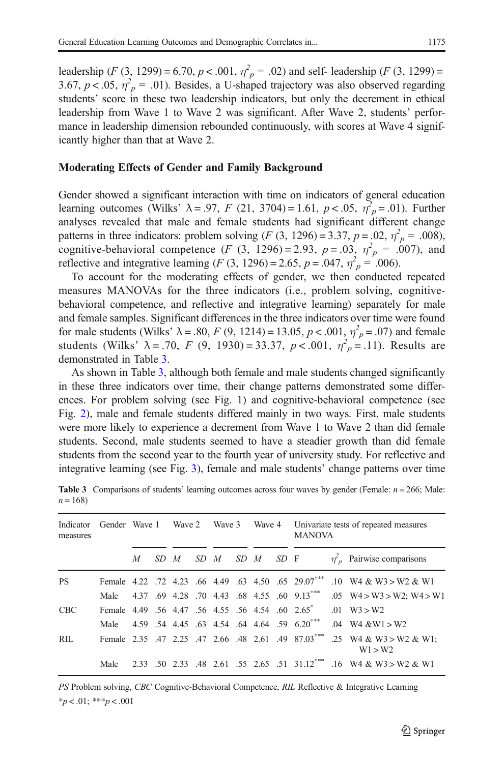leadership ($F$ (3, 1299) = 6.70, $p < .001$, $\eta^2_p$ = .02) and self- leadership ($F$ (3, 1299) = 3.67, $p < .05$, $\eta^2_p$ = .01). Besides, a U-shaped trajectory was also observed regarding students' score in these two leadership indicators, but only the decrement in ethical leadership from Wave 1 to Wave 2 was significant. After Wave 2, students' performance in leadership dimension rebounded continuously, with scores at Wave 4 significantly higher than that at Wave 2.

## Moderating Effects of Gender and Family Background

Gender showed a significant interaction with time on indicators of general education learning outcomes (Wilks' $\lambda$ = .97, $F$ (21, 3704) = 1.61, $p < .05$, $\eta^2_p$ = .01). Further analyses revealed that male and female students had significant different change patterns in three indicators: problem solving ($F$ (3, 1296) = 3.37, $p$ = .02, $\eta^2_p$ = .008), cognitive-behavioral competence ($F$ (3, 1296) = 2.93, $p$ = .03, $\eta^2_p$ = .007), and reflective and integrative learning ($F$ (3, 1296) = 2.65, $p$ = .047, $\eta^2_p$ = .006).

To account for the moderating effects of gender, we then conducted repeated measures MANOVAs for the three indicators (i.e., problem solving, cognitive-behavioral competence, and reflective and integrative learning) separately for male and female samples. Significant differences in the three indicators over time were found for male students (Wilks' $\lambda$ = .80, $F$ (9, 1214) = 13.05, $p < .001$, $\eta^2_p$ = .07) and female students (Wilks' $\lambda$ = .70, $F$ (9, 1930) = 33.37, $p < .001$, $\eta^2_p$ = .11). Results are demonstrated in Table 3.

As shown in Table 3, although both female and male students changed significantly in these three indicators over time, their change patterns demonstrated some differences. For problem solving (see Fig. 1) and cognitive-behavioral competence (see Fig. 2), male and female students differed mainly in two ways. First, male students were more likely to experience a decrement from Wave 1 to Wave 2 than did female students. Second, male students seemed to have a steadier growth than did female students from the second year to the fourth year of university study. For reflective and integrative learning (see Fig. 3), female and male students' change patterns over time

**Table 3** Comparisons of students' learning outcomes across four waves by gender (Female: $n$ = 266; Male: $n$ = 168)

| Indicator measures | Gender | Wave 1 | | Wave 2 | | Wave 3 | | Wave 4 | | Univariate tests of repeated measures MANOVA | | |
|---|---|---|---|---|---|---|---|---|---|---|---|---|
| | | *M* | *SD* | *M* | *SD* | *M* | *SD* | *M* | *SD* | F | $\eta^2_p$ | Pairwise comparisons |
| PS | Female | 4.22 | .72 | 4.23 | .66 | 4.49 | .63 | 4.50 | .65 | 29.07*** | .10 | W4 & W3 > W2 & W1 |
| | Male | 4.37 | .69 | 4.28 | .70 | 4.43 | .68 | 4.55 | .60 | 9.13*** | .05 | W4 > W3 > W2; W4 > W1 |
| CBC | Female | 4.49 | .56 | 4.47 | .56 | 4.55 | .56 | 4.54 | .60 | 2.65* | .01 | W3 > W2 |
| | Male | 4.59 | .54 | 4.45 | .63 | 4.54 | .64 | 4.64 | .59 | 6.20*** | .04 | W4 &W1 > W2 |
| RIL | Female | 2.35 | .47 | 2.25 | .47 | 2.66 | .48 | 2.61 | .49 | 87.03*** | .25 | W4 & W3 > W2 & W1; W1 > W2 |
| | Male | 2.33 | .50 | 2.33 | .48 | 2.61 | .55 | 2.65 | .51 | 31.12*** | .16 | W4 & W3 > W2 & W1 |

*PS* Problem solving, *CBC* Cognitive-Behavioral Competence, *RIL* Reflective & Integrative Learning

*$p < .01$; ***$p < .001$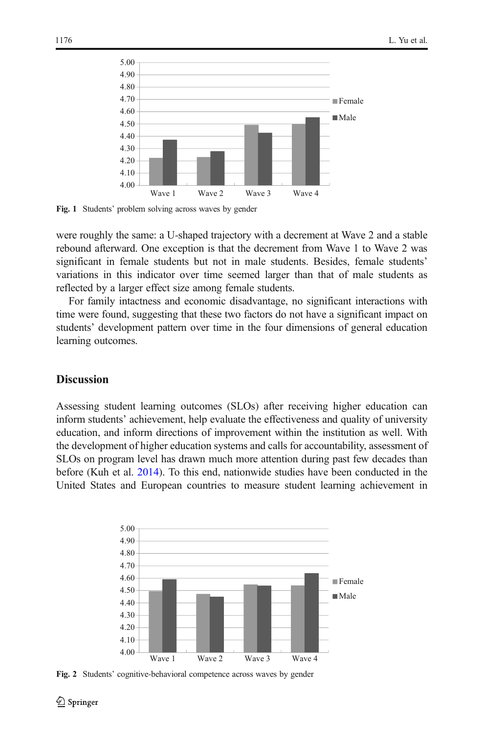Fig. 1 Students' problem solving across waves by gender

were roughly the same: a U-shaped trajectory with a decrement at Wave 2 and a stable rebound afterward. One exception is that the decrement from Wave 1 to Wave 2 was significant in female students but not in male students. Besides, female students' variations in this indicator over time seemed larger than that of male students as reflected by a larger effect size among female students.

For family intactness and economic disadvantage, no significant interactions with time were found, suggesting that these two factors do not have a significant impact on students' development pattern over time in the four dimensions of general education learning outcomes.

## Discussion

Assessing student learning outcomes (SLOs) after receiving higher education can inform students' achievement, help evaluate the effectiveness and quality of university education, and inform directions of improvement within the institution as well. With the development of higher education systems and calls for accountability, assessment of SLOs on program level has drawn much more attention during past few decades than before (Kuh et al. 2014). To this end, nationwide studies have been conducted in the United States and European countries to measure student learning achievement in

Fig. 2 Students' cognitive-behavioral competence across waves by gender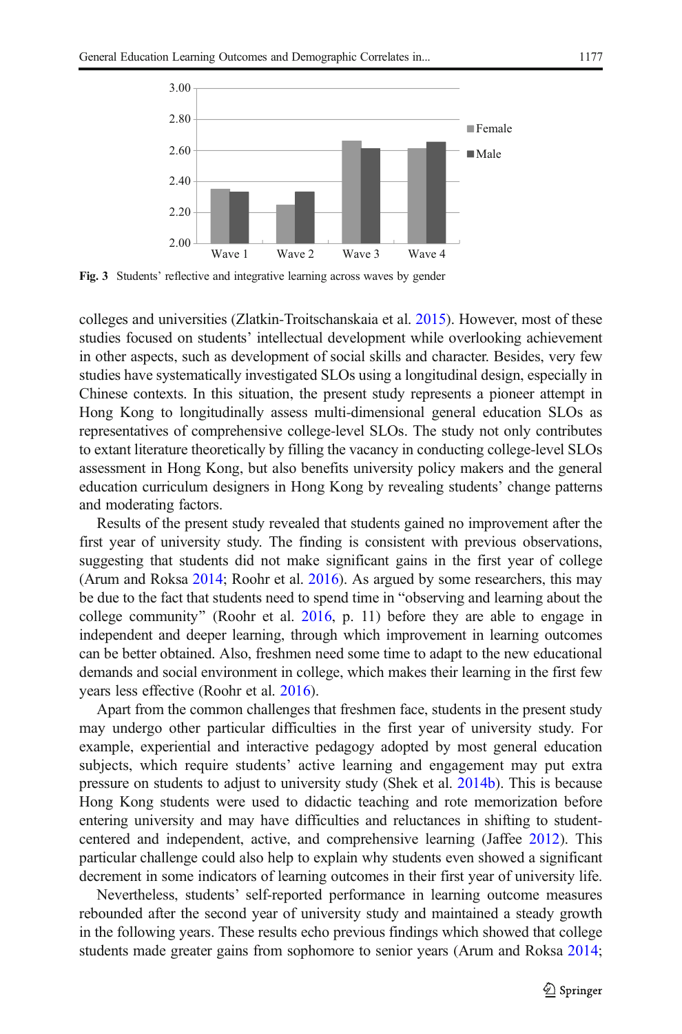Fig. 3 Students' reflective and integrative learning across waves by gender

colleges and universities (Zlatkin-Troitschanskaia et al. 2015). However, most of these studies focused on students' intellectual development while overlooking achievement in other aspects, such as development of social skills and character. Besides, very few studies have systematically investigated SLOs using a longitudinal design, especially in Chinese contexts. In this situation, the present study represents a pioneer attempt in Hong Kong to longitudinally assess multi-dimensional general education SLOs as representatives of comprehensive college-level SLOs. The study not only contributes to extant literature theoretically by filling the vacancy in conducting college-level SLOs assessment in Hong Kong, but also benefits university policy makers and the general education curriculum designers in Hong Kong by revealing students' change patterns and moderating factors.

Results of the present study revealed that students gained no improvement after the first year of university study. The finding is consistent with previous observations, suggesting that students did not make significant gains in the first year of college (Arum and Roksa 2014; Roohr et al. 2016). As argued by some researchers, this may be due to the fact that students need to spend time in "observing and learning about the college community" (Roohr et al. 2016, p. 11) before they are able to engage in independent and deeper learning, through which improvement in learning outcomes can be better obtained. Also, freshmen need some time to adapt to the new educational demands and social environment in college, which makes their learning in the first few years less effective (Roohr et al. 2016).

Apart from the common challenges that freshmen face, students in the present study may undergo other particular difficulties in the first year of university study. For example, experiential and interactive pedagogy adopted by most general education subjects, which require students' active learning and engagement may put extra pressure on students to adjust to university study (Shek et al. 2014b). This is because Hong Kong students were used to didactic teaching and rote memorization before entering university and may have difficulties and reluctances in shifting to student-centered and independent, active, and comprehensive learning (Jaffee 2012). This particular challenge could also help to explain why students even showed a significant decrement in some indicators of learning outcomes in their first year of university life.

Nevertheless, students' self-reported performance in learning outcome measures rebounded after the second year of university study and maintained a steady growth in the following years. These results echo previous findings which showed that college students made greater gains from sophomore to senior years (Arum and Roksa 2014;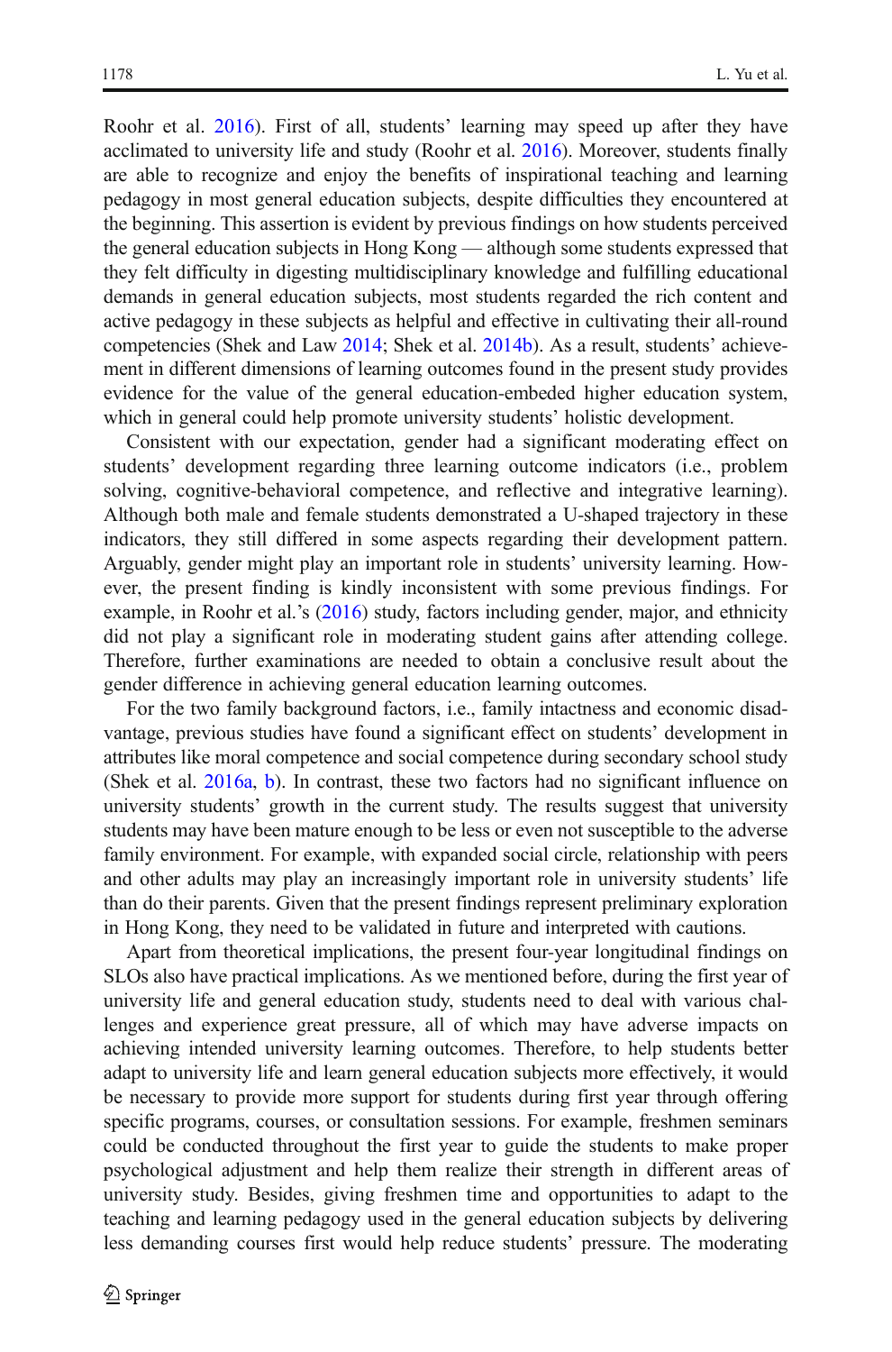Roohr et al. 2016). First of all, students' learning may speed up after they have acclimated to university life and study (Roohr et al. 2016). Moreover, students finally are able to recognize and enjoy the benefits of inspirational teaching and learning pedagogy in most general education subjects, despite difficulties they encountered at the beginning. This assertion is evident by previous findings on how students perceived the general education subjects in Hong Kong — although some students expressed that they felt difficulty in digesting multidisciplinary knowledge and fulfilling educational demands in general education subjects, most students regarded the rich content and active pedagogy in these subjects as helpful and effective in cultivating their all-round competencies (Shek and Law 2014; Shek et al. 2014b). As a result, students' achievement in different dimensions of learning outcomes found in the present study provides evidence for the value of the general education-embeded higher education system, which in general could help promote university students' holistic development.

Consistent with our expectation, gender had a significant moderating effect on students' development regarding three learning outcome indicators (i.e., problem solving, cognitive-behavioral competence, and reflective and integrative learning). Although both male and female students demonstrated a U-shaped trajectory in these indicators, they still differed in some aspects regarding their development pattern. Arguably, gender might play an important role in students' university learning. However, the present finding is kindly inconsistent with some previous findings. For example, in Roohr et al.'s (2016) study, factors including gender, major, and ethnicity did not play a significant role in moderating student gains after attending college. Therefore, further examinations are needed to obtain a conclusive result about the gender difference in achieving general education learning outcomes.

For the two family background factors, i.e., family intactness and economic disadvantage, previous studies have found a significant effect on students' development in attributes like moral competence and social competence during secondary school study (Shek et al. 2016a, b). In contrast, these two factors had no significant influence on university students' growth in the current study. The results suggest that university students may have been mature enough to be less or even not susceptible to the adverse family environment. For example, with expanded social circle, relationship with peers and other adults may play an increasingly important role in university students' life than do their parents. Given that the present findings represent preliminary exploration in Hong Kong, they need to be validated in future and interpreted with cautions.

Apart from theoretical implications, the present four-year longitudinal findings on SLOs also have practical implications. As we mentioned before, during the first year of university life and general education study, students need to deal with various challenges and experience great pressure, all of which may have adverse impacts on achieving intended university learning outcomes. Therefore, to help students better adapt to university life and learn general education subjects more effectively, it would be necessary to provide more support for students during first year through offering specific programs, courses, or consultation sessions. For example, freshmen seminars could be conducted throughout the first year to guide the students to make proper psychological adjustment and help them realize their strength in different areas of university study. Besides, giving freshmen time and opportunities to adapt to the teaching and learning pedagogy used in the general education subjects by delivering less demanding courses first would help reduce students' pressure. The moderating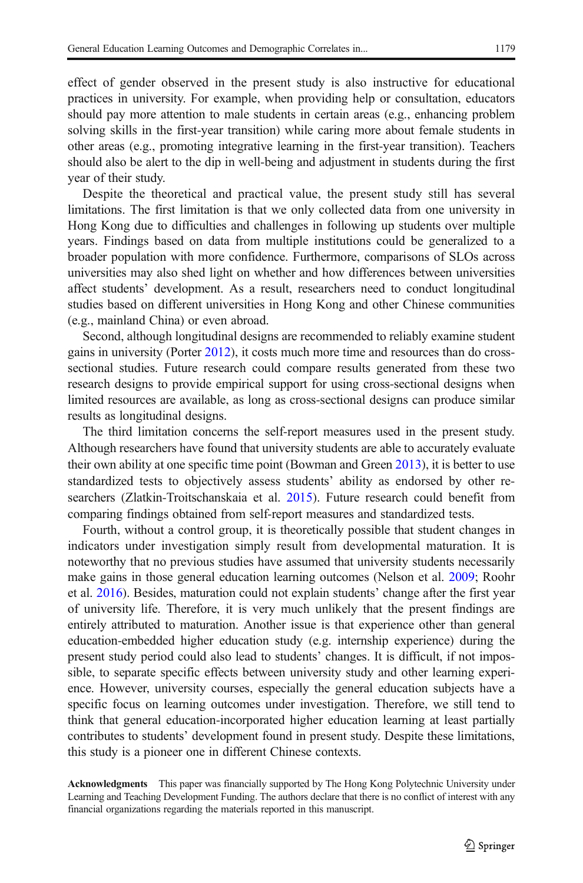effect of gender observed in the present study is also instructive for educational practices in university. For example, when providing help or consultation, educators should pay more attention to male students in certain areas (e.g., enhancing problem solving skills in the first-year transition) while caring more about female students in other areas (e.g., promoting integrative learning in the first-year transition). Teachers should also be alert to the dip in well-being and adjustment in students during the first year of their study.

Despite the theoretical and practical value, the present study still has several limitations. The first limitation is that we only collected data from one university in Hong Kong due to difficulties and challenges in following up students over multiple years. Findings based on data from multiple institutions could be generalized to a broader population with more confidence. Furthermore, comparisons of SLOs across universities may also shed light on whether and how differences between universities affect students' development. As a result, researchers need to conduct longitudinal studies based on different universities in Hong Kong and other Chinese communities (e.g., mainland China) or even abroad.

Second, although longitudinal designs are recommended to reliably examine student gains in university (Porter 2012), it costs much more time and resources than do cross-sectional studies. Future research could compare results generated from these two research designs to provide empirical support for using cross-sectional designs when limited resources are available, as long as cross-sectional designs can produce similar results as longitudinal designs.

The third limitation concerns the self-report measures used in the present study. Although researchers have found that university students are able to accurately evaluate their own ability at one specific time point (Bowman and Green 2013), it is better to use standardized tests to objectively assess students' ability as endorsed by other researchers (Zlatkin-Troitschanskaia et al. 2015). Future research could benefit from comparing findings obtained from self-report measures and standardized tests.

Fourth, without a control group, it is theoretically possible that student changes in indicators under investigation simply result from developmental maturation. It is noteworthy that no previous studies have assumed that university students necessarily make gains in those general education learning outcomes (Nelson et al. 2009; Roohr et al. 2016). Besides, maturation could not explain students' change after the first year of university life. Therefore, it is very much unlikely that the present findings are entirely attributed to maturation. Another issue is that experience other than general education-embedded higher education study (e.g. internship experience) during the present study period could also lead to students' changes. It is difficult, if not impossible, to separate specific effects between university study and other learning experience. However, university courses, especially the general education subjects have a specific focus on learning outcomes under investigation. Therefore, we still tend to think that general education-incorporated higher education learning at least partially contributes to students' development found in present study. Despite these limitations, this study is a pioneer one in different Chinese contexts.

**Acknowledgments** This paper was financially supported by The Hong Kong Polytechnic University under Learning and Teaching Development Funding. The authors declare that there is no conflict of interest with any financial organizations regarding the materials reported in this manuscript.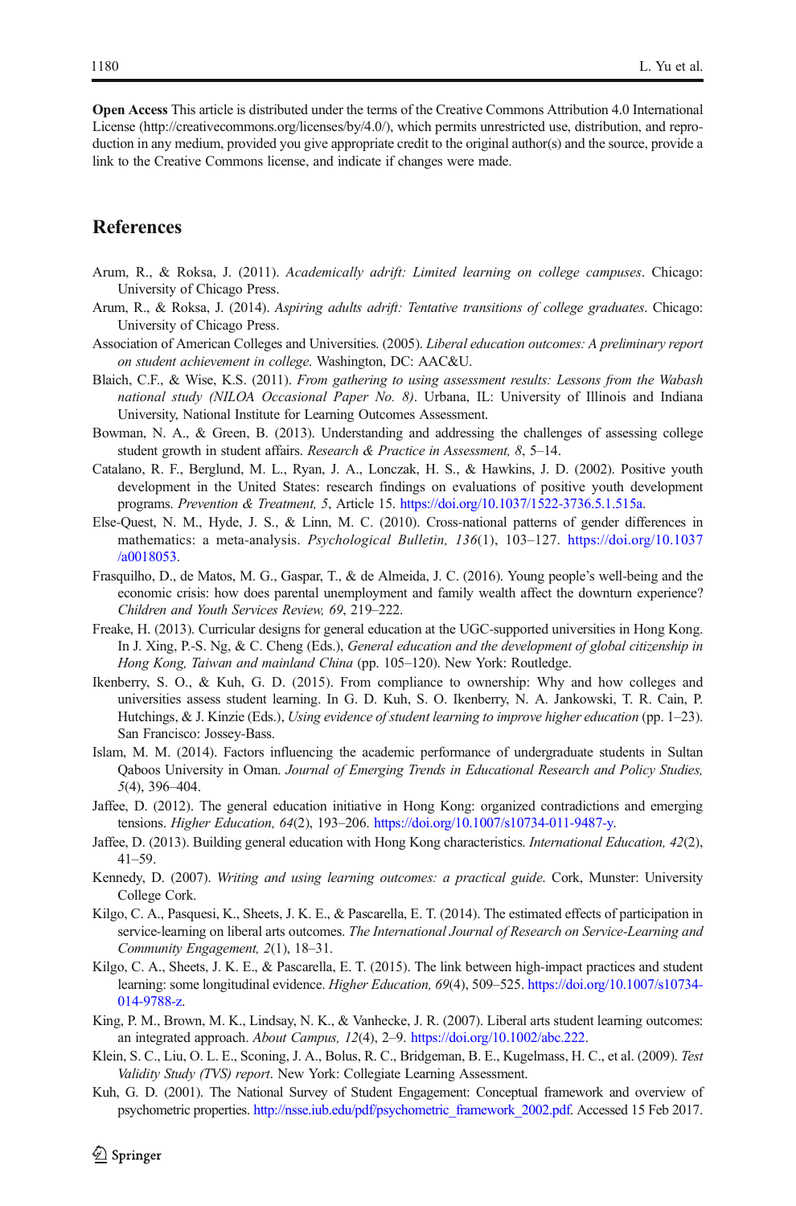**Open Access** This article is distributed under the terms of the Creative Commons Attribution 4.0 International License (http://creativecommons.org/licenses/by/4.0/), which permits unrestricted use, distribution, and reproduction in any medium, provided you give appropriate credit to the original author(s) and the source, provide a link to the Creative Commons license, and indicate if changes were made.

## References

Arum, R., & Roksa, J. (2011). *Academically adrift: Limited learning on college campuses*. Chicago: University of Chicago Press.

Arum, R., & Roksa, J. (2014). *Aspiring adults adrift: Tentative transitions of college graduates*. Chicago: University of Chicago Press.

Association of American Colleges and Universities. (2005). *Liberal education outcomes: A preliminary report on student achievement in college*. Washington, DC: AAC&U.

Blaich, C.F., & Wise, K.S. (2011). *From gathering to using assessment results: Lessons from the Wabash national study (NILOA Occasional Paper No. 8)*. Urbana, IL: University of Illinois and Indiana University, National Institute for Learning Outcomes Assessment.

Bowman, N. A., & Green, B. (2013). Understanding and addressing the challenges of assessing college student growth in student affairs. *Research & Practice in Assessment, 8*, 5–14.

Catalano, R. F., Berglund, M. L., Ryan, J. A., Lonczak, H. S., & Hawkins, J. D. (2002). Positive youth development in the United States: research findings on evaluations of positive youth development programs. *Prevention & Treatment, 5*, Article 15. https://doi.org/10.1037/1522-3736.5.1.515a.

Else-Quest, N. M., Hyde, J. S., & Linn, M. C. (2010). Cross-national patterns of gender differences in mathematics: a meta-analysis. *Psychological Bulletin, 136*(1), 103–127. https://doi.org/10.1037/a0018053.

Frasquilho, D., de Matos, M. G., Gaspar, T., & de Almeida, J. C. (2016). Young people's well-being and the economic crisis: how does parental unemployment and family wealth affect the downturn experience? *Children and Youth Services Review, 69*, 219–222.

Freake, H. (2013). Curricular designs for general education at the UGC-supported universities in Hong Kong. In J. Xing, P.-S. Ng, & C. Cheng (Eds.), *General education and the development of global citizenship in Hong Kong, Taiwan and mainland China* (pp. 105–120). New York: Routledge.

Ikenberry, S. O., & Kuh, G. D. (2015). From compliance to ownership: Why and how colleges and universities assess student learning. In G. D. Kuh, S. O. Ikenberry, N. A. Jankowski, T. R. Cain, P. Hutchings, & J. Kinzie (Eds.), *Using evidence of student learning to improve higher education* (pp. 1–23). San Francisco: Jossey-Bass.

Islam, M. M. (2014). Factors influencing the academic performance of undergraduate students in Sultan Qaboos University in Oman. *Journal of Emerging Trends in Educational Research and Policy Studies, 5*(4), 396–404.

Jaffee, D. (2012). The general education initiative in Hong Kong: organized contradictions and emerging tensions. *Higher Education, 64*(2), 193–206. https://doi.org/10.1007/s10734-011-9487-y.

Jaffee, D. (2013). Building general education with Hong Kong characteristics. *International Education, 42*(2), 41–59.

Kennedy, D. (2007). *Writing and using learning outcomes: a practical guide*. Cork, Munster: University College Cork.

Kilgo, C. A., Pasquesi, K., Sheets, J. K. E., & Pascarella, E. T. (2014). The estimated effects of participation in service-learning on liberal arts outcomes. *The International Journal of Research on Service-Learning and Community Engagement, 2*(1), 18–31.

Kilgo, C. A., Sheets, J. K. E., & Pascarella, E. T. (2015). The link between high-impact practices and student learning: some longitudinal evidence. *Higher Education, 69*(4), 509–525. https://doi.org/10.1007/s10734-014-9788-z.

King, P. M., Brown, M. K., Lindsay, N. K., & Vanhecke, J. R. (2007). Liberal arts student learning outcomes: an integrated approach. *About Campus, 12*(4), 2–9. https://doi.org/10.1002/abc.222.

Klein, S. C., Liu, O. L. E., Sconing, J. A., Bolus, R. C., Bridgeman, B. E., Kugelmass, H. C., et al. (2009). *Test Validity Study (TVS) report*. New York: Collegiate Learning Assessment.

Kuh, G. D. (2001). The National Survey of Student Engagement: Conceptual framework and overview of psychometric properties. http://nsse.iub.edu/pdf/psychometric_framework_2002.pdf. Accessed 15 Feb 2017.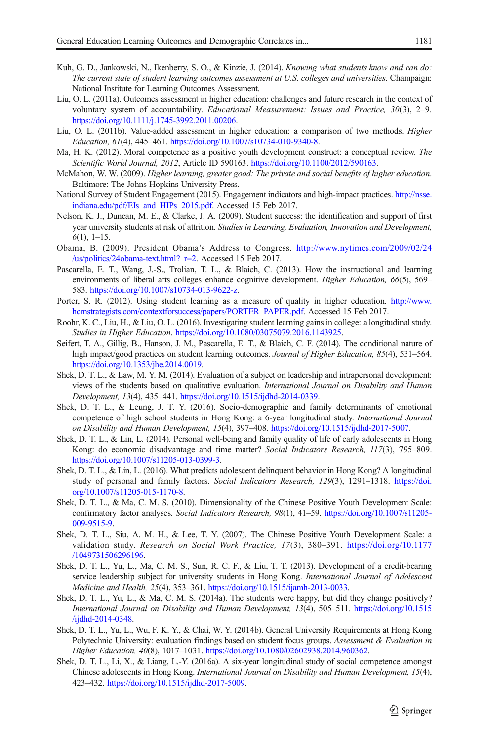Kuh, G. D., Jankowski, N., Ikenberry, S. O., & Kinzie, J. (2014). *Knowing what students know and can do: The current state of student learning outcomes assessment at U.S. colleges and universities*. Champaign: National Institute for Learning Outcomes Assessment.

Liu, O. L. (2011a). Outcomes assessment in higher education: challenges and future research in the context of voluntary system of accountability. *Educational Measurement: Issues and Practice, 30*(3), 2–9. https://doi.org/10.1111/j.1745-3992.2011.00206.

Liu, O. L. (2011b). Value-added assessment in higher education: a comparison of two methods. *Higher Education, 61*(4), 445–461. https://doi.org/10.1007/s10734-010-9340-8.

Ma, H. K. (2012). Moral competence as a positive youth development construct: a conceptual review. *The Scientific World Journal, 2012*, Article ID 590163. https://doi.org/10.1100/2012/590163.

McMahon, W. W. (2009). *Higher learning, greater good: The private and social benefits of higher education*. Baltimore: The Johns Hopkins University Press.

National Survey of Student Engagement (2015). Engagement indicators and high-impact practices. http://nsse.indiana.edu/pdf/EIs_and_HIPs_2015.pdf. Accessed 15 Feb 2017.

Nelson, K. J., Duncan, M. E., & Clarke, J. A. (2009). Student success: the identification and support of first year university students at risk of attrition. *Studies in Learning, Evaluation, Innovation and Development, 6*(1), 1–15.

Obama, B. (2009). President Obama's Address to Congress. http://www.nytimes.com/2009/02/24/us/politics/24obama-text.html?_r=2. Accessed 15 Feb 2017.

Pascarella, E. T., Wang, J.-S., Trolian, T. L., & Blaich, C. (2013). How the instructional and learning environments of liberal arts colleges enhance cognitive development. *Higher Education, 66*(5), 569–583. https://doi.org/10.1007/s10734-013-9622-z.

Porter, S. R. (2012). Using student learning as a measure of quality in higher education. http://www.hcmstrategists.com/contextforsuccess/papers/PORTER_PAPER.pdf. Accessed 15 Feb 2017.

Roohr, K. C., Liu, H., & Liu, O. L. (2016). Investigating student learning gains in college: a longitudinal study. *Studies in Higher Education*. https://doi.org/10.1080/03075079.2016.1143925.

Seifert, T. A., Gillig, B., Hanson, J. M., Pascarella, E. T., & Blaich, C. F. (2014). The conditional nature of high impact/good practices on student learning outcomes. *Journal of Higher Education, 85*(4), 531–564. https://doi.org/10.1353/jhe.2014.0019.

Shek, D. T. L., & Law, M. Y. M. (2014). Evaluation of a subject on leadership and intrapersonal development: views of the students based on qualitative evaluation. *International Journal on Disability and Human Development, 13*(4), 435–441. https://doi.org/10.1515/ijdhd-2014-0339.

Shek, D. T. L., & Leung, J. T. Y. (2016). Socio-demographic and family determinants of emotional competence of high school students in Hong Kong: a 6-year longitudinal study. *International Journal on Disability and Human Development, 15*(4), 397–408. https://doi.org/10.1515/ijdhd-2017-5007.

Shek, D. T. L., & Lin, L. (2014). Personal well-being and family quality of life of early adolescents in Hong Kong: do economic disadvantage and time matter? *Social Indicators Research, 117*(3), 795–809. https://doi.org/10.1007/s11205-013-0399-3.

Shek, D. T. L., & Lin, L. (2016). What predicts adolescent delinquent behavior in Hong Kong? A longitudinal study of personal and family factors. *Social Indicators Research, 129*(3), 1291–1318. https://doi.org/10.1007/s11205-015-1170-8.

Shek, D. T. L., & Ma, C. M. S. (2010). Dimensionality of the Chinese Positive Youth Development Scale: confirmatory factor analyses. *Social Indicators Research, 98*(1), 41–59. https://doi.org/10.1007/s11205-009-9515-9.

Shek, D. T. L., Siu, A. M. H., & Lee, T. Y. (2007). The Chinese Positive Youth Development Scale: a validation study. *Research on Social Work Practice, 17*(3), 380–391. https://doi.org/10.1177/1049731506296196.

Shek, D. T. L., Yu, L., Ma, C. M. S., Sun, R. C. F., & Liu, T. T. (2013). Development of a credit-bearing service leadership subject for university students in Hong Kong. *International Journal of Adolescent Medicine and Health, 25*(4), 353–361. https://doi.org/10.1515/ijamh-2013-0033.

Shek, D. T. L., Yu, L., & Ma, C. M. S. (2014a). The students were happy, but did they change positively? *International Journal on Disability and Human Development, 13*(4), 505–511. https://doi.org/10.1515/ijdhd-2014-0348.

Shek, D. T. L., Yu, L., Wu, F. K. Y., & Chai, W. Y. (2014b). General University Requirements at Hong Kong Polytechnic University: evaluation findings based on student focus groups. *Assessment & Evaluation in Higher Education, 40*(8), 1017–1031. https://doi.org/10.1080/02602938.2014.960362.

Shek, D. T. L., Li, X., & Liang, L.-Y. (2016a). A six-year longitudinal study of social competence amongst Chinese adolescents in Hong Kong. *International Journal on Disability and Human Development, 15*(4), 423–432. https://doi.org/10.1515/ijdhd-2017-5009.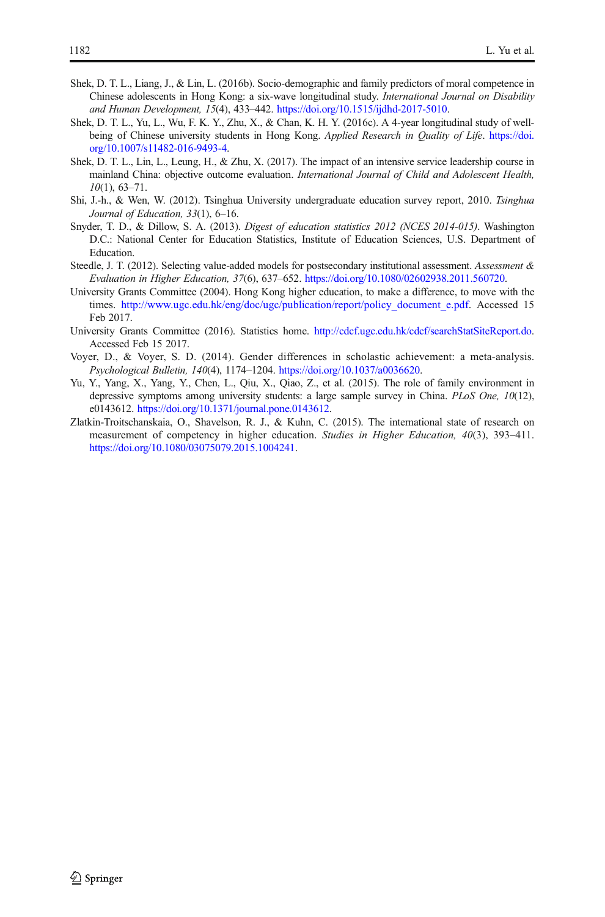Shek, D. T. L., Liang, J., & Lin, L. (2016b). Socio-demographic and family predictors of moral competence in Chinese adolescents in Hong Kong: a six-wave longitudinal study. *International Journal on Disability and Human Development, 15*(4), 433–442. https://doi.org/10.1515/ijdhd-2017-5010.

Shek, D. T. L., Yu, L., Wu, F. K. Y., Zhu, X., & Chan, K. H. Y. (2016c). A 4-year longitudinal study of well-being of Chinese university students in Hong Kong. *Applied Research in Quality of Life*. https://doi.org/10.1007/s11482-016-9493-4.

Shek, D. T. L., Lin, L., Leung, H., & Zhu, X. (2017). The impact of an intensive service leadership course in mainland China: objective outcome evaluation. *International Journal of Child and Adolescent Health, 10*(1), 63–71.

Shi, J.-h., & Wen, W. (2012). Tsinghua University undergraduate education survey report, 2010. *Tsinghua Journal of Education, 33*(1), 6–16.

Snyder, T. D., & Dillow, S. A. (2013). *Digest of education statistics 2012 (NCES 2014-015)*. Washington D.C.: National Center for Education Statistics, Institute of Education Sciences, U.S. Department of Education.

Steedle, J. T. (2012). Selecting value-added models for postsecondary institutional assessment. *Assessment & Evaluation in Higher Education, 37*(6), 637–652. https://doi.org/10.1080/02602938.2011.560720.

University Grants Committee (2004). Hong Kong higher education, to make a difference, to move with the times. http://www.ugc.edu.hk/eng/doc/ugc/publication/report/policy_document_e.pdf. Accessed 15 Feb 2017.

University Grants Committee (2016). Statistics home. http://cdcf.ugc.edu.hk/cdcf/searchStatSiteReport.do. Accessed Feb 15 2017.

Voyer, D., & Voyer, S. D. (2014). Gender differences in scholastic achievement: a meta-analysis. *Psychological Bulletin, 140*(4), 1174–1204. https://doi.org/10.1037/a0036620.

Yu, Y., Yang, X., Yang, Y., Chen, L., Qiu, X., Qiao, Z., et al. (2015). The role of family environment in depressive symptoms among university students: a large sample survey in China. *PLoS One, 10*(12), e0143612. https://doi.org/10.1371/journal.pone.0143612.

Zlatkin-Troitschanskaia, O., Shavelson, R. J., & Kuhn, C. (2015). The international state of research on measurement of competency in higher education. *Studies in Higher Education, 40*(3), 393–411. https://doi.org/10.1080/03075079.2015.1004241.